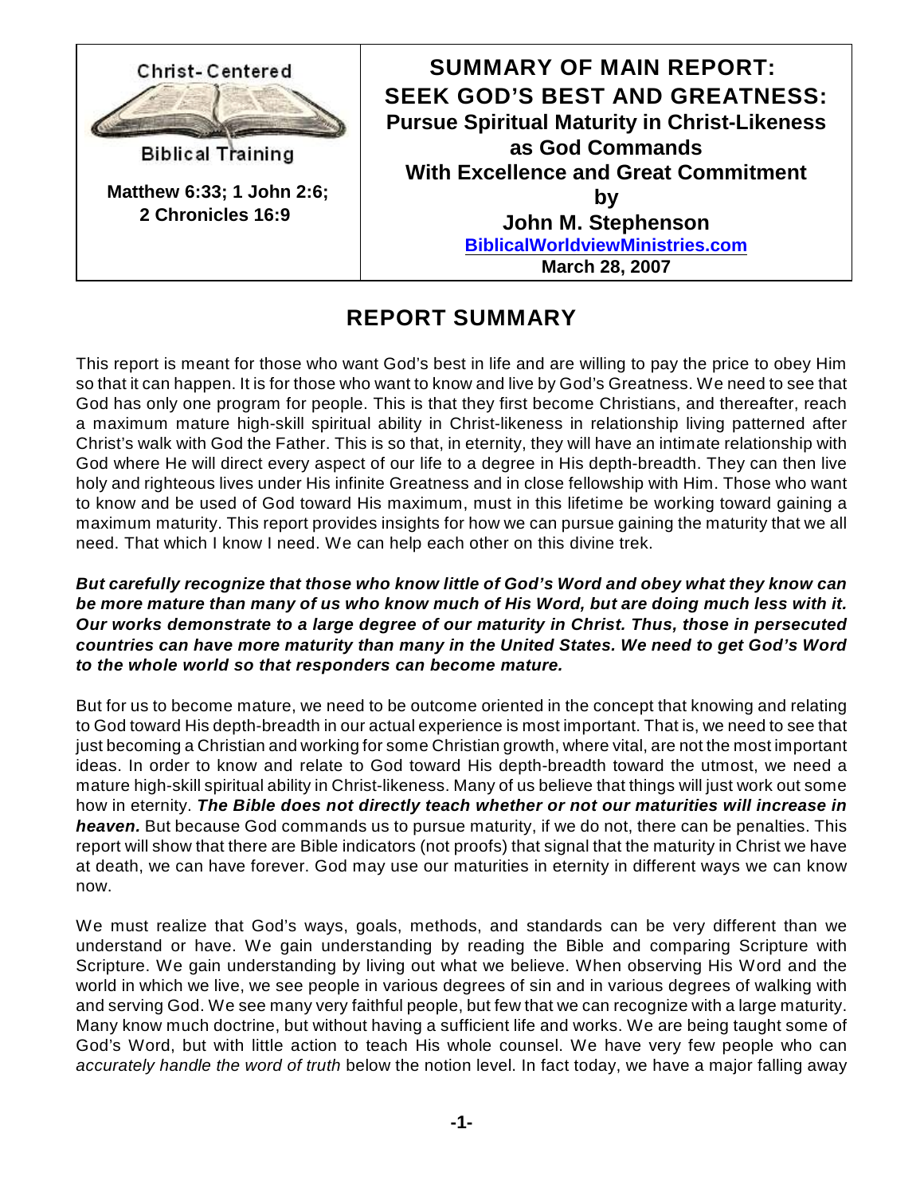Christ-Centered

Biblical Training

**Matthew 6:33; 1 John 2:6; 2 Chronicles 16:9**

# SUMMARY OF MAIN REPORT: SEEK GOD'S BEST AND GREATNESS:

## Pursue Spiritual Maturity in Christ-Likeness as God Commands With Excellence and Great Commitment

**by**

**John M. Stephenson**

**BiblicalWorldviewMinistries.com**

**March 28, 2007**

## REPORT SUMMARY

This report is meant for those who want God's best in life and are willing to pay the price to obey Him so that it can happen. It is for those who want to know and live by God's Greatness. We need to see that God has only one program for people. This is that they first become Christians, and thereafter, reach a maximum mature high-skill spiritual ability in Christ-likeness in relationship living patterned after Christ's walk with God the Father. This is so that, in eternity, they will have an intimate relationship with God where He will direct every aspect of our life to a degree in His depth-breadth. They can then live holy and righteous lives under His infinite Greatness and in close fellowship with Him. Those who want to know and be used of God toward His maximum, must in this lifetime be working toward gaining a maximum maturity. This report provides insights for how we can pursue gaining the maturity that we all need. That which I know I need. We can help each other on this divine trek.

***But carefully recognize that those who know little of God's Word and obey what they know can be more mature than many of us who know much of His Word, but are doing much less with it. Our works demonstrate to a large degree of our maturity in Christ. Thus, those in persecuted countries can have more maturity than many in the United States. We need to get God's Word to the whole world so that responders can become mature.***

But for us to become mature, we need to be outcome oriented in the concept that knowing and relating to God toward His depth-breadth in our actual experience is most important. That is, we need to see that just becoming a Christian and working for some Christian growth, where vital, are not the most important ideas. In order to know and relate to God toward His depth-breadth toward the utmost, we need a mature high-skill spiritual ability in Christ-likeness. Many of us believe that things will just work out some how in eternity. ***The Bible does not directly teach whether or not our maturities will increase in heaven.*** But because God commands us to pursue maturity, if we do not, there can be penalties. This report will show that there are Bible indicators (not proofs) that signal that the maturity in Christ we have at death, we can have forever. God may use our maturities in eternity in different ways we can know now.

We must realize that God's ways, goals, methods, and standards can be very different than we understand or have. We gain understanding by reading the Bible and comparing Scripture with Scripture. We gain understanding by living out what we believe. When observing His Word and the world in which we live, we see people in various degrees of sin and in various degrees of walking with and serving God. We see many very faithful people, but few that we can recognize with a large maturity. Many know much doctrine, but without having a sufficient life and works. We are being taught some of God's Word, but with little action to teach His whole counsel. We have very few people who can *accurately handle the word of truth* below the notion level. In fact today, we have a major falling away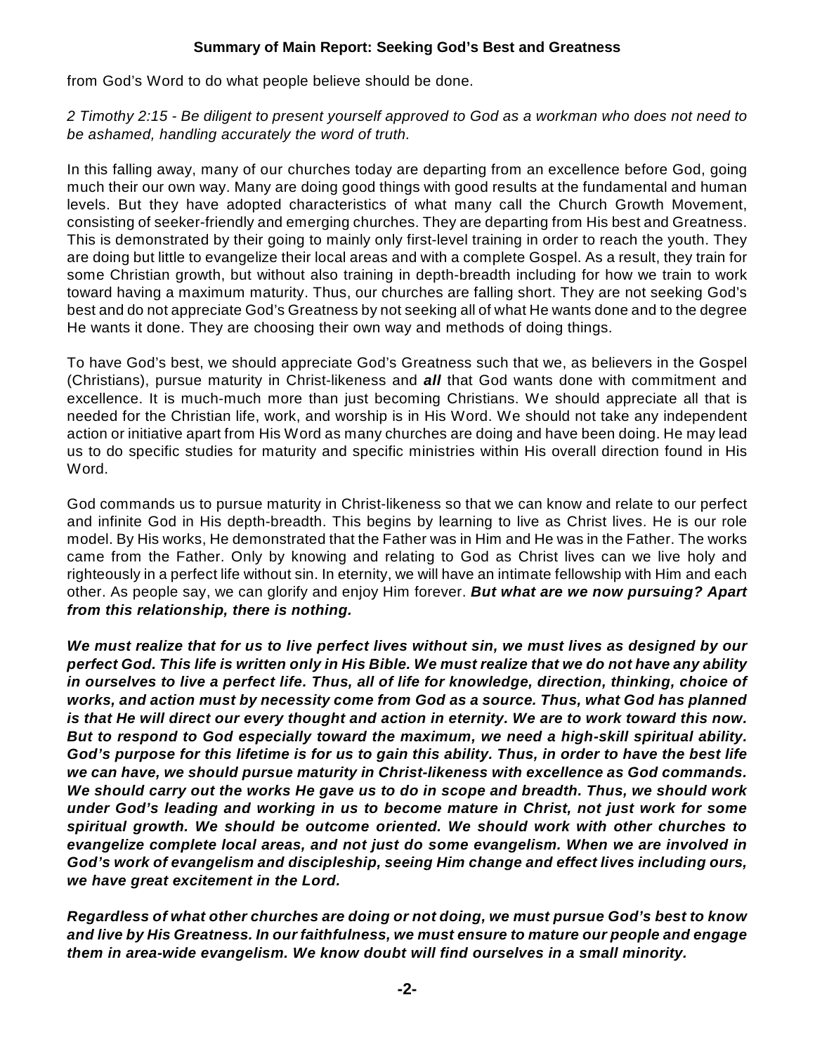from God's Word to do what people believe should be done.

*2 Timothy 2:15 - Be diligent to present yourself approved to God as a workman who does not need to be ashamed, handling accurately the word of truth.*

In this falling away, many of our churches today are departing from an excellence before God, going much their our own way. Many are doing good things with good results at the fundamental and human levels. But they have adopted characteristics of what many call the Church Growth Movement, consisting of seeker-friendly and emerging churches. They are departing from His best and Greatness. This is demonstrated by their going to mainly only first-level training in order to reach the youth. They are doing but little to evangelize their local areas and with a complete Gospel. As a result, they train for some Christian growth, but without also training in depth-breadth including for how we train to work toward having a maximum maturity. Thus, our churches are falling short. They are not seeking God's best and do not appreciate God's Greatness by not seeking all of what He wants done and to the degree He wants it done. They are choosing their own way and methods of doing things.

To have God's best, we should appreciate God's Greatness such that we, as believers in the Gospel (Christians), pursue maturity in Christ-likeness and ***all*** that God wants done with commitment and excellence. It is much-much more than just becoming Christians. We should appreciate all that is needed for the Christian life, work, and worship is in His Word. We should not take any independent action or initiative apart from His Word as many churches are doing and have been doing. He may lead us to do specific studies for maturity and specific ministries within His overall direction found in His Word.

God commands us to pursue maturity in Christ-likeness so that we can know and relate to our perfect and infinite God in His depth-breadth. This begins by learning to live as Christ lives. He is our role model. By His works, He demonstrated that the Father was in Him and He was in the Father. The works came from the Father. Only by knowing and relating to God as Christ lives can we live holy and righteously in a perfect life without sin. In eternity, we will have an intimate fellowship with Him and each other. As people say, we can glorify and enjoy Him forever. ***But what are we now pursuing? Apart from this relationship, there is nothing.***

***We must realize that for us to live perfect lives without sin, we must lives as designed by our perfect God. This life is written only in His Bible. We must realize that we do not have any ability in ourselves to live a perfect life. Thus, all of life for knowledge, direction, thinking, choice of works, and action must by necessity come from God as a source. Thus, what God has planned is that He will direct our every thought and action in eternity. We are to work toward this now. But to respond to God especially toward the maximum, we need a high-skill spiritual ability. God's purpose for this lifetime is for us to gain this ability. Thus, in order to have the best life we can have, we should pursue maturity in Christ-likeness with excellence as God commands. We should carry out the works He gave us to do in scope and breadth. Thus, we should work under God's leading and working in us to become mature in Christ, not just work for some spiritual growth. We should be outcome oriented. We should work with other churches to evangelize complete local areas, and not just do some evangelism. When we are involved in God's work of evangelism and discipleship, seeing Him change and effect lives including ours, we have great excitement in the Lord.***

***Regardless of what other churches are doing or not doing, we must pursue God's best to know and live by His Greatness. In our faithfulness, we must ensure to mature our people and engage them in area-wide evangelism. We know doubt will find ourselves in a small minority.***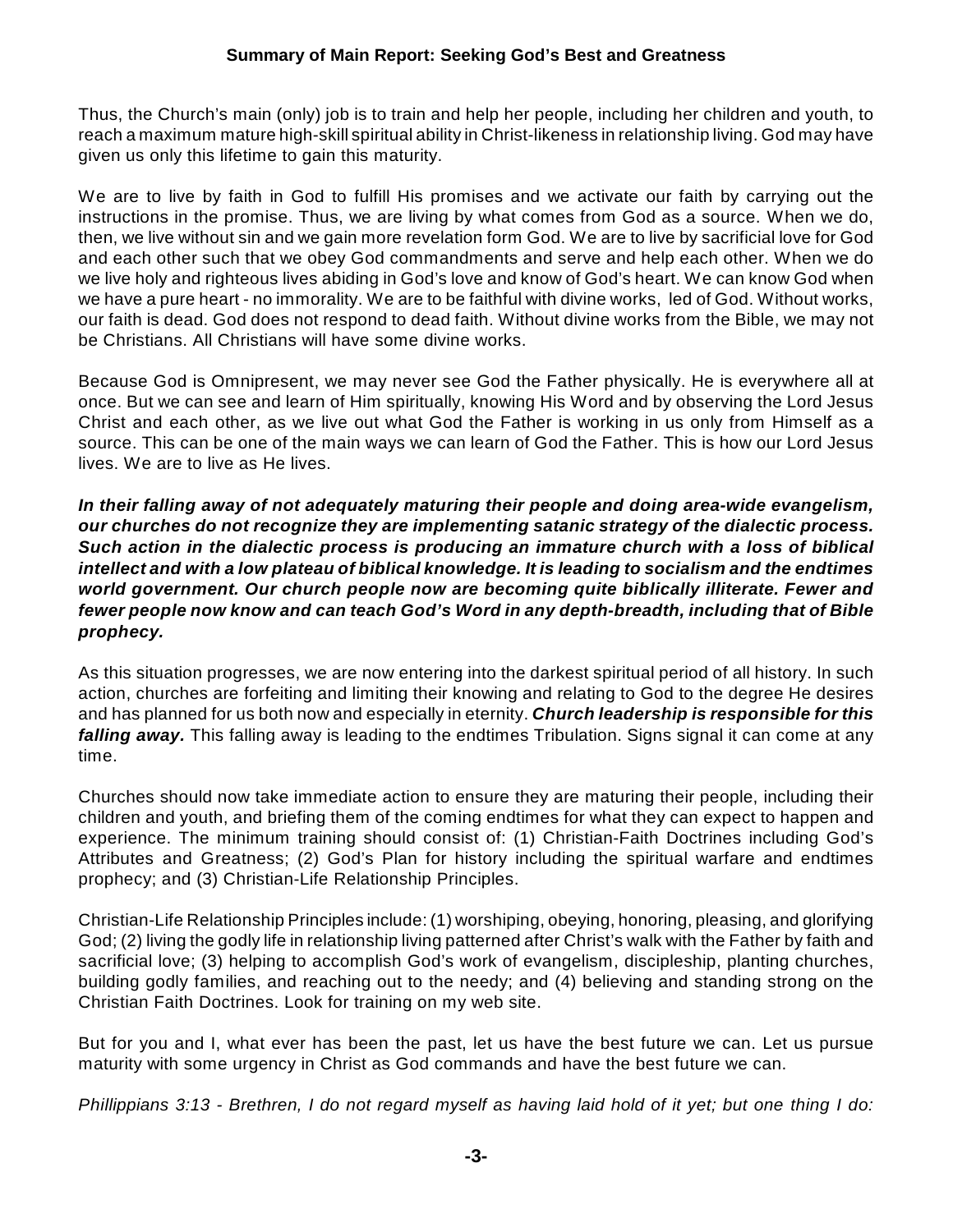Thus, the Church's main (only) job is to train and help her people, including her children and youth, to reach a maximum mature high-skill spiritual ability in Christ-likeness in relationship living. God may have given us only this lifetime to gain this maturity.

We are to live by faith in God to fulfill His promises and we activate our faith by carrying out the instructions in the promise. Thus, we are living by what comes from God as a source. When we do, then, we live without sin and we gain more revelation form God. We are to live by sacrificial love for God and each other such that we obey God commandments and serve and help each other. When we do we live holy and righteous lives abiding in God's love and know of God's heart. We can know God when we have a pure heart - no immorality. We are to be faithful with divine works, led of God. Without works, our faith is dead. God does not respond to dead faith. Without divine works from the Bible, we may not be Christians. All Christians will have some divine works.

Because God is Omnipresent, we may never see God the Father physically. He is everywhere all at once. But we can see and learn of Him spiritually, knowing His Word and by observing the Lord Jesus Christ and each other, as we live out what God the Father is working in us only from Himself as a source. This can be one of the main ways we can learn of God the Father. This is how our Lord Jesus lives. We are to live as He lives.

***In their falling away of not adequately maturing their people and doing area-wide evangelism, our churches do not recognize they are implementing satanic strategy of the dialectic process. Such action in the dialectic process is producing an immature church with a loss of biblical intellect and with a low plateau of biblical knowledge. It is leading to socialism and the endtimes world government. Our church people now are becoming quite biblically illiterate. Fewer and fewer people now know and can teach God's Word in any depth-breadth, including that of Bible prophecy.***

As this situation progresses, we are now entering into the darkest spiritual period of all history. In such action, churches are forfeiting and limiting their knowing and relating to God to the degree He desires and has planned for us both now and especially in eternity. ***Church leadership is responsible for this falling away.*** This falling away is leading to the endtimes Tribulation. Signs signal it can come at any time.

Churches should now take immediate action to ensure they are maturing their people, including their children and youth, and briefing them of the coming endtimes for what they can expect to happen and experience. The minimum training should consist of: (1) Christian-Faith Doctrines including God's Attributes and Greatness; (2) God's Plan for history including the spiritual warfare and endtimes prophecy; and (3) Christian-Life Relationship Principles.

Christian-Life Relationship Principles include: (1) worshiping, obeying, honoring, pleasing, and glorifying God; (2) living the godly life in relationship living patterned after Christ's walk with the Father by faith and sacrificial love; (3) helping to accomplish God's work of evangelism, discipleship, planting churches, building godly families, and reaching out to the needy; and (4) believing and standing strong on the Christian Faith Doctrines. Look for training on my web site.

But for you and I, what ever has been the past, let us have the best future we can. Let us pursue maturity with some urgency in Christ as God commands and have the best future we can.

*Phillippians 3:13 - Brethren, I do not regard myself as having laid hold of it yet; but one thing I do:*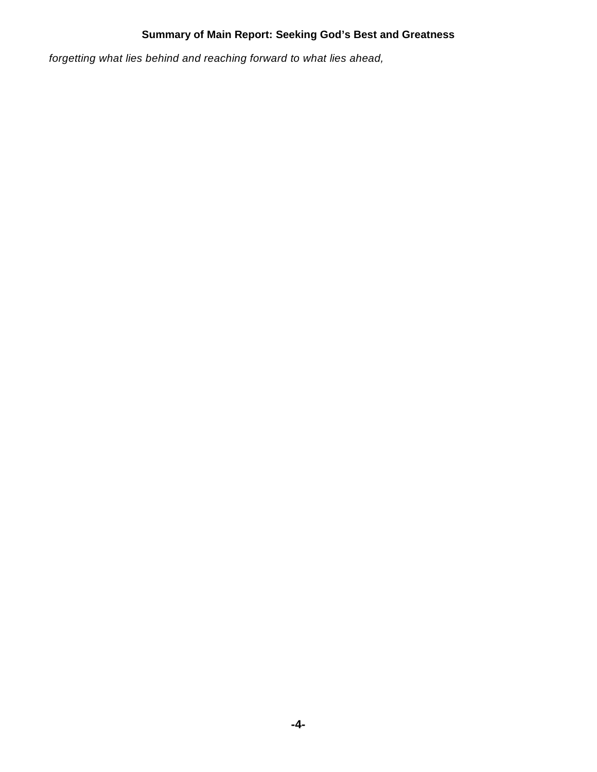*forgetting what lies behind and reaching forward to what lies ahead,*